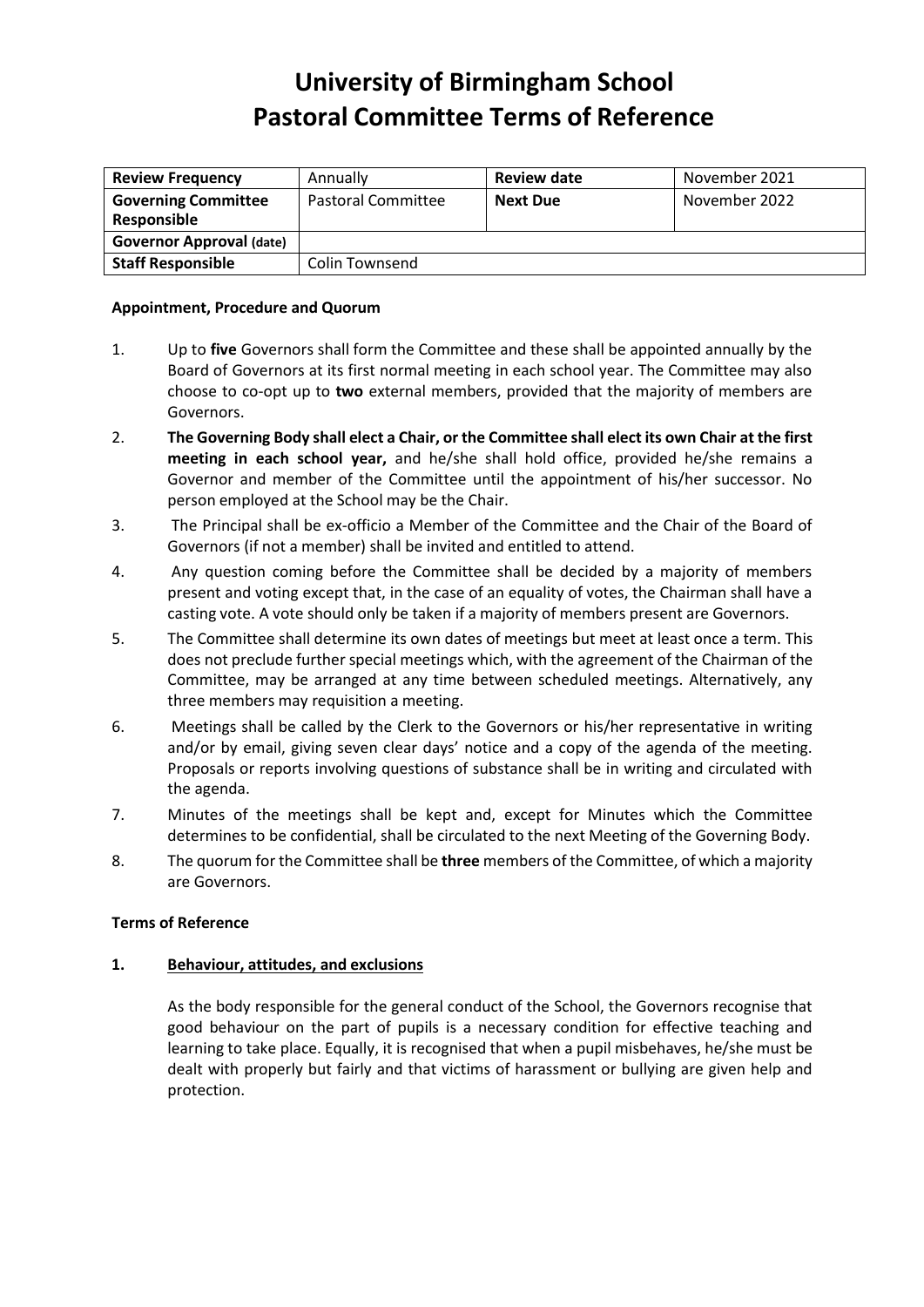# University of Birmingham School
# Pastoral Committee Terms of Reference

| **Review Frequency** | Annually | **Review date** | November 2021 |
|---|---|---|---|
| **Governing Committee Responsible** | Pastoral Committee | **Next Due** | November 2022 |
| **Governor Approval (date)** | | | |
| **Staff Responsible** | Colin Townsend | | |

**Appointment, Procedure and Quorum**

1. Up to **five** Governors shall form the Committee and these shall be appointed annually by the Board of Governors at its first normal meeting in each school year. The Committee may also choose to co-opt up to **two** external members, provided that the majority of members are Governors.
2. **The Governing Body shall elect a Chair, or the Committee shall elect its own Chair at the first meeting in each school year,** and he/she shall hold office, provided he/she remains a Governor and member of the Committee until the appointment of his/her successor. No person employed at the School may be the Chair.
3. The Principal shall be ex-officio a Member of the Committee and the Chair of the Board of Governors (if not a member) shall be invited and entitled to attend.
4. Any question coming before the Committee shall be decided by a majority of members present and voting except that, in the case of an equality of votes, the Chairman shall have a casting vote. A vote should only be taken if a majority of members present are Governors.
5. The Committee shall determine its own dates of meetings but meet at least once a term. This does not preclude further special meetings which, with the agreement of the Chairman of the Committee, may be arranged at any time between scheduled meetings. Alternatively, any three members may requisition a meeting.
6. Meetings shall be called by the Clerk to the Governors or his/her representative in writing and/or by email, giving seven clear days' notice and a copy of the agenda of the meeting. Proposals or reports involving questions of substance shall be in writing and circulated with the agenda.
7. Minutes of the meetings shall be kept and, except for Minutes which the Committee determines to be confidential, shall be circulated to the next Meeting of the Governing Body.
8. The quorum for the Committee shall be **three** members of the Committee, of which a majority are Governors.

**Terms of Reference**

**1. Behaviour, attitudes, and exclusions**

As the body responsible for the general conduct of the School, the Governors recognise that good behaviour on the part of pupils is a necessary condition for effective teaching and learning to take place. Equally, it is recognised that when a pupil misbehaves, he/she must be dealt with properly but fairly and that victims of harassment or bullying are given help and protection.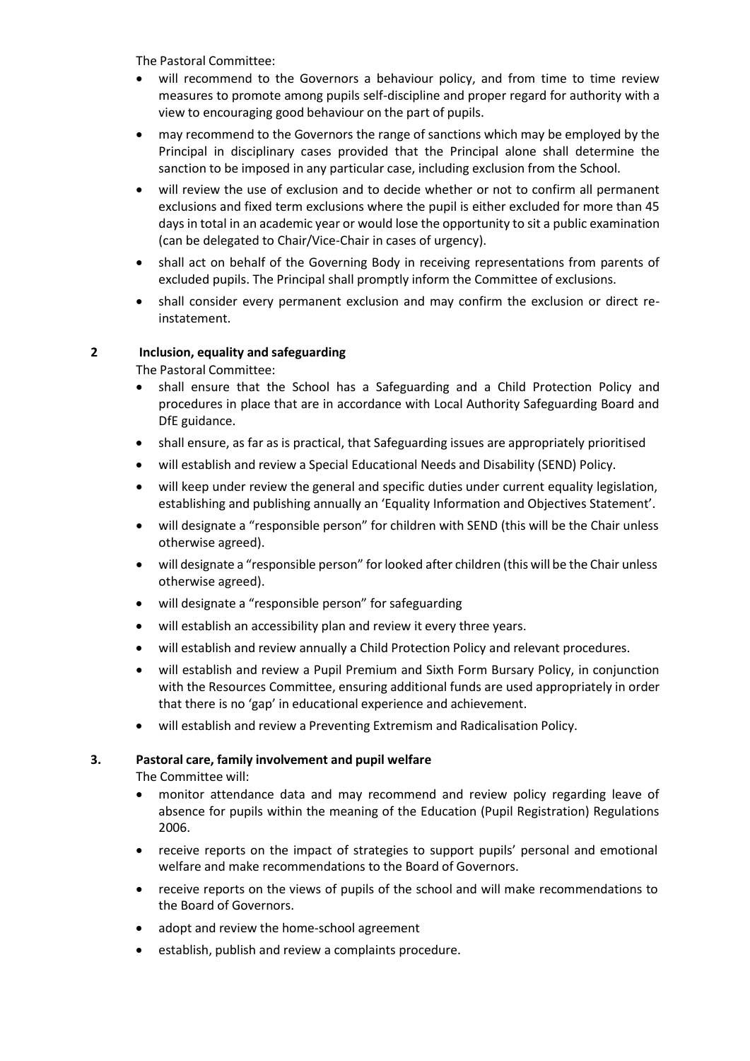The Pastoral Committee:

- will recommend to the Governors a behaviour policy, and from time to time review measures to promote among pupils self-discipline and proper regard for authority with a view to encouraging good behaviour on the part of pupils.
- may recommend to the Governors the range of sanctions which may be employed by the Principal in disciplinary cases provided that the Principal alone shall determine the sanction to be imposed in any particular case, including exclusion from the School.
- will review the use of exclusion and to decide whether or not to confirm all permanent exclusions and fixed term exclusions where the pupil is either excluded for more than 45 days in total in an academic year or would lose the opportunity to sit a public examination (can be delegated to Chair/Vice-Chair in cases of urgency).
- shall act on behalf of the Governing Body in receiving representations from parents of excluded pupils. The Principal shall promptly inform the Committee of exclusions.
- shall consider every permanent exclusion and may confirm the exclusion or direct re-instatement.

## 2 Inclusion, equality and safeguarding

The Pastoral Committee:

- shall ensure that the School has a Safeguarding and a Child Protection Policy and procedures in place that are in accordance with Local Authority Safeguarding Board and DfE guidance.
- shall ensure, as far as is practical, that Safeguarding issues are appropriately prioritised
- will establish and review a Special Educational Needs and Disability (SEND) Policy.
- will keep under review the general and specific duties under current equality legislation, establishing and publishing annually an 'Equality Information and Objectives Statement'.
- will designate a "responsible person" for children with SEND (this will be the Chair unless otherwise agreed).
- will designate a "responsible person" for looked after children (this will be the Chair unless otherwise agreed).
- will designate a "responsible person" for safeguarding
- will establish an accessibility plan and review it every three years.
- will establish and review annually a Child Protection Policy and relevant procedures.
- will establish and review a Pupil Premium and Sixth Form Bursary Policy, in conjunction with the Resources Committee, ensuring additional funds are used appropriately in order that there is no 'gap' in educational experience and achievement.
- will establish and review a Preventing Extremism and Radicalisation Policy.

## 3. Pastoral care, family involvement and pupil welfare

The Committee will:

- monitor attendance data and may recommend and review policy regarding leave of absence for pupils within the meaning of the Education (Pupil Registration) Regulations 2006.
- receive reports on the impact of strategies to support pupils' personal and emotional welfare and make recommendations to the Board of Governors.
- receive reports on the views of pupils of the school and will make recommendations to the Board of Governors.
- adopt and review the home-school agreement
- establish, publish and review a complaints procedure.